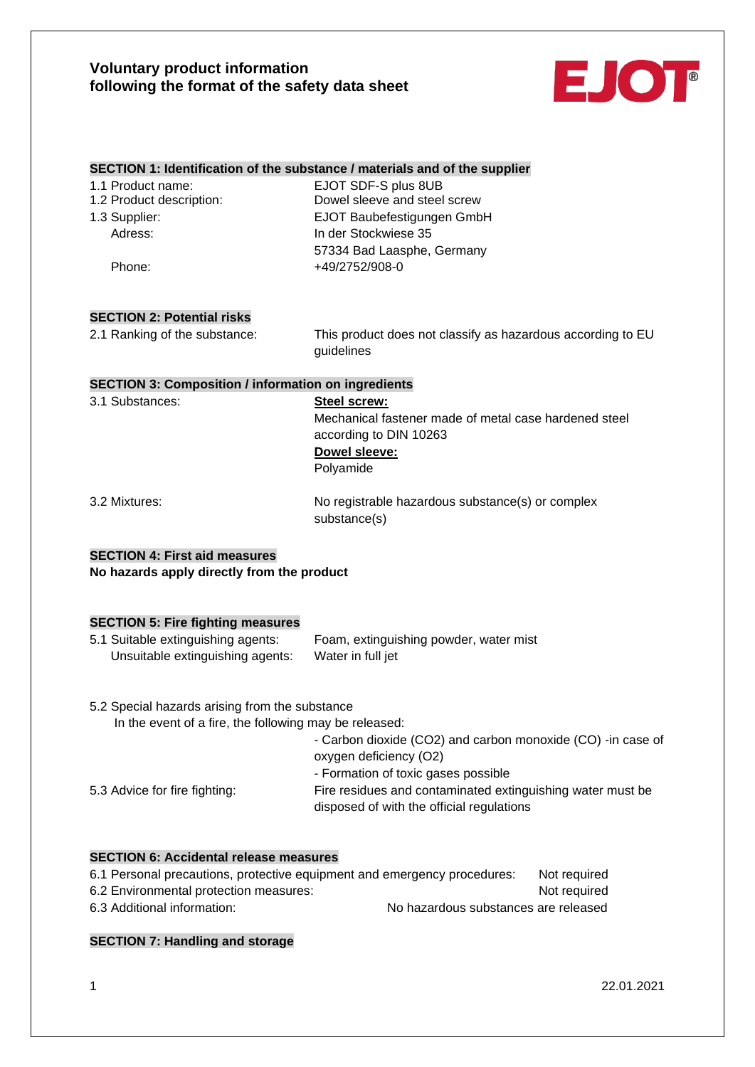# Voluntary product information
# following the format of the safety data sheet

EJOT®

## SECTION 1: Identification of the substance / materials and of the supplier

| | |
|---|---|
| 1.1 Product name: | EJOT SDF-S plus 8UB |
| 1.2 Product description: | Dowel sleeve and steel screw |
| 1.3 Supplier: | EJOT Baubefestigungen GmbH |
| Adress: | In der Stockwiese 35<br>57334 Bad Laasphe, Germany |
| Phone: | +49/2752/908-0 |

## SECTION 2: Potential risks

2.1 Ranking of the substance: This product does not classify as hazardous according to EU guidelines

## SECTION 3: Composition / information on ingredients

3.1 Substances:

**Steel screw:**
Mechanical fastener made of metal case hardened steel according to DIN 10263

**Dowel sleeve:**
Polyamide

3.2 Mixtures: No registrable hazardous substance(s) or complex substance(s)

## SECTION 4: First aid measures

**No hazards apply directly from the product**

## SECTION 5: Fire fighting measures

5.1 Suitable extinguishing agents: Foam, extinguishing powder, water mist
Unsuitable extinguishing agents: Water in full jet

5.2 Special hazards arising from the substance
In the event of a fire, the following may be released:
- Carbon dioxide ($CO_2$) and carbon monoxide (CO) -in case of oxygen deficiency ($O_2$)
- Formation of toxic gases possible

5.3 Advice for fire fighting: Fire residues and contaminated extinguishing water must be disposed of with the official regulations

## SECTION 6: Accidental release measures

6.1 Personal precautions, protective equipment and emergency procedures: Not required
6.2 Environmental protection measures: Not required
6.3 Additional information: No hazardous substances are released

## SECTION 7: Handling and storage

22.01.2021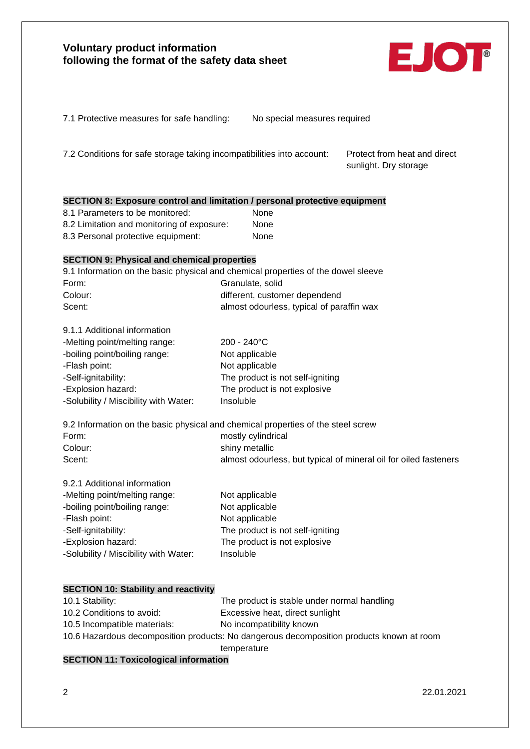7.1 Protective measures for safe handling: No special measures required

7.2 Conditions for safe storage taking incompatibilities into account: Protect from heat and direct sunlight. Dry storage

## SECTION 8: Exposure control and limitation / personal protective equipment

| | |
|---|---|
| 8.1 Parameters to be monitored: | None |
| 8.2 Limitation and monitoring of exposure: | None |
| 8.3 Personal protective equipment: | None |

## SECTION 9: Physical and chemical properties

9.1 Information on the basic physical and chemical properties of the dowel sleeve

| | |
|---|---|
| Form: | Granulate, solid |
| Colour: | different, customer dependend |
| Scent: | almost odourless, typical of paraffin wax |

9.1.1 Additional information

| | |
|---|---|
| -Melting point/melting range: | 200 - 240°C |
| -boiling point/boiling range: | Not applicable |
| -Flash point: | Not applicable |
| -Self-ignitability: | The product is not self-igniting |
| -Explosion hazard: | The product is not explosive |
| -Solubility / Miscibility with Water: | Insoluble |

9.2 Information on the basic physical and chemical properties of the steel screw

| | |
|---|---|
| Form: | mostly cylindrical |
| Colour: | shiny metallic |
| Scent: | almost odourless, but typical of mineral oil for oiled fasteners |

9.2.1 Additional information

| | |
|---|---|
| -Melting point/melting range: | Not applicable |
| -boiling point/boiling range: | Not applicable |
| -Flash point: | Not applicable |
| -Self-ignitability: | The product is not self-igniting |
| -Explosion hazard: | The product is not explosive |
| -Solubility / Miscibility with Water: | Insoluble |

## SECTION 10: Stability and reactivity

| | |
|---|---|
| 10.1 Stability: | The product is stable under normal handling |
| 10.2 Conditions to avoid: | Excessive heat, direct sunlight |
| 10.5 Incompatible materials: | No incompatibility known |
| 10.6 Hazardous decomposition products: | No dangerous decomposition products known at room temperature |

## SECTION 11: Toxicological information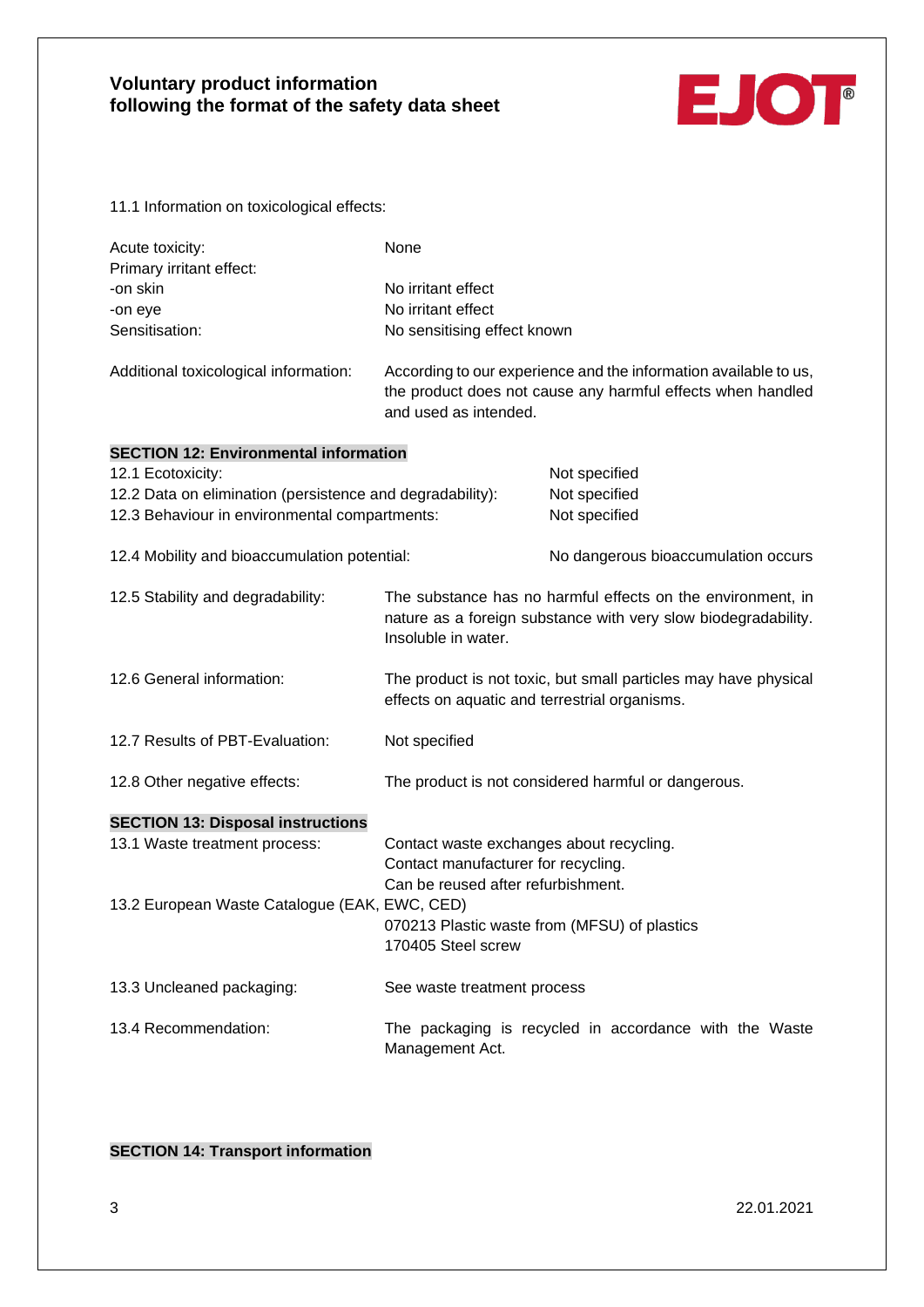11.1 Information on toxicological effects:

| | |
|---|---|
| Acute toxicity: | None |
| Primary irritant effect: | |
| -on skin | No irritant effect |
| -on eye | No irritant effect |
| Sensitisation: | No sensitising effect known |
| Additional toxicological information: | According to our experience and the information available to us, the product does not cause any harmful effects when handled and used as intended. |

## SECTION 12: Environmental information

| | |
|---|---|
| 12.1 Ecotoxicity: | Not specified |
| 12.2 Data on elimination (persistence and degradability): | Not specified |
| 12.3 Behaviour in environmental compartments: | Not specified |
| 12.4 Mobility and bioaccumulation potential: | No dangerous bioaccumulation occurs |
| 12.5 Stability and degradability: | The substance has no harmful effects on the environment, in nature as a foreign substance with very slow biodegradability. Insoluble in water. |
| 12.6 General information: | The product is not toxic, but small particles may have physical effects on aquatic and terrestrial organisms. |
| 12.7 Results of PBT-Evaluation: | Not specified |
| 12.8 Other negative effects: | The product is not considered harmful or dangerous. |

## SECTION 13: Disposal instructions

13.1 Waste treatment process:
Contact waste exchanges about recycling.
Contact manufacturer for recycling.
Can be reused after refurbishment.

13.2 European Waste Catalogue (EAK, EWC, CED)
070213 Plastic waste from (MFSU) of plastics
170405 Steel screw

13.3 Uncleaned packaging: See waste treatment process

13.4 Recommendation: The packaging is recycled in accordance with the Waste Management Act.

## SECTION 14: Transport information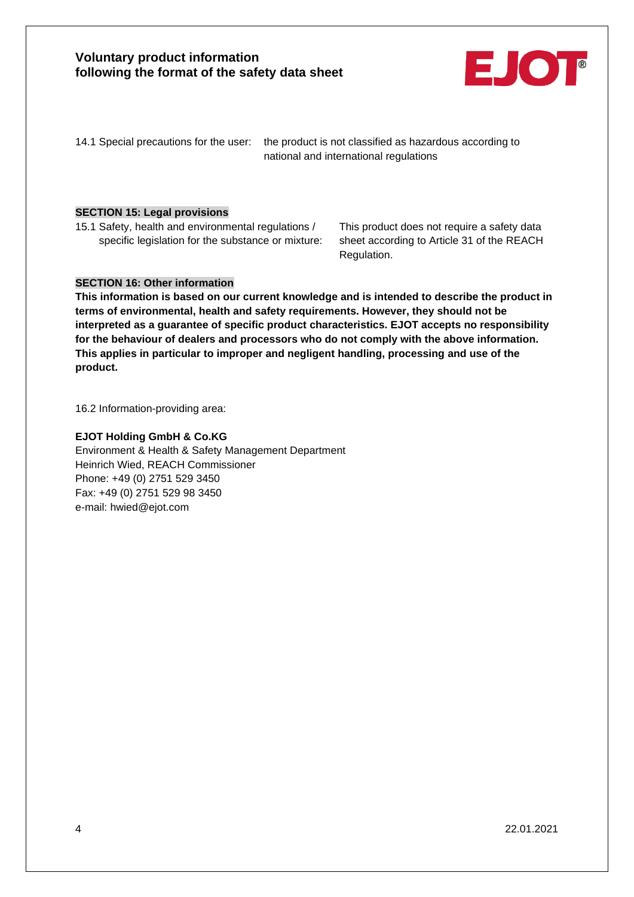14.1 Special precautions for the user: the product is not classified as hazardous according to national and international regulations

## SECTION 15: Legal provisions

15.1 Safety, health and environmental regulations / specific legislation for the substance or mixture: This product does not require a safety data sheet according to Article 31 of the REACH Regulation.

## SECTION 16: Other information

**This information is based on our current knowledge and is intended to describe the product in terms of environmental, health and safety requirements. However, they should not be interpreted as a guarantee of specific product characteristics. EJOT accepts no responsibility for the behaviour of dealers and processors who do not comply with the above information. This applies in particular to improper and negligent handling, processing and use of the product.**

16.2 Information-providing area:

**EJOT Holding GmbH & Co.KG**
Environment & Health & Safety Management Department
Heinrich Wied, REACH Commissioner
Phone: +49 (0) 2751 529 3450
Fax: +49 (0) 2751 529 98 3450
e-mail: hwied@ejot.com

22.01.2021